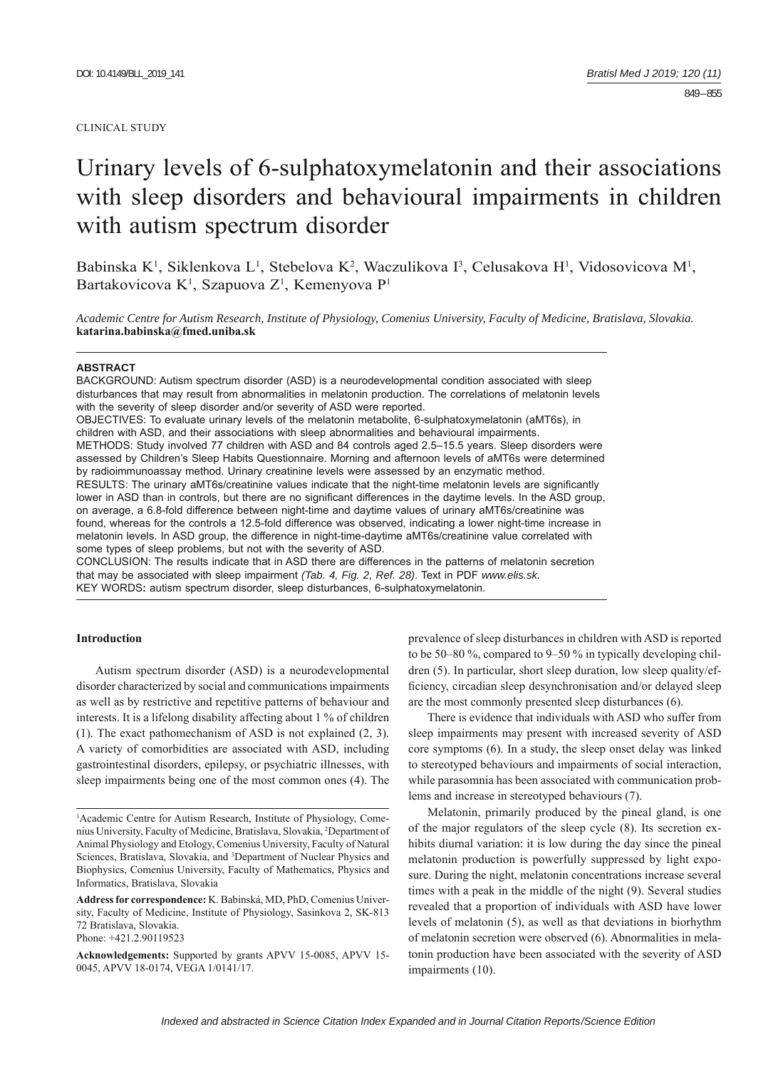CLINICAL STUDY

# Urinary levels of 6-sulphatoxymelatonin and their associations with sleep disorders and behavioural impairments in children with autism spectrum disorder

Babinska K[1], Siklenkova L[1], Stebelova K[2], Waczulikova I[3], Celusakova H[1], Vidosovicova M[1], Bartakovicova K[1], Szapuova Z[1], Kemenyova P[1]

*Academic Centre for Autism Research, Institute of Physiology, Comenius University, Faculty of Medicine, Bratislava, Slovakia.*
**katarina.babinska@fmed.uniba.sk**

**ABSTRACT**

BACKGROUND: Autism spectrum disorder (ASD) is a neurodevelopmental condition associated with sleep disturbances that may result from abnormalities in melatonin production. The correlations of melatonin levels with the severity of sleep disorder and/or severity of ASD were reported.

OBJECTIVES: To evaluate urinary levels of the melatonin metabolite, 6-sulphatoxymelatonin (aMT6s), in children with ASD, and their associations with sleep abnormalities and behavioural impairments.

METHODS: Study involved 77 children with ASD and 84 controls aged 2.5–15.5 years. Sleep disorders were assessed by Children's Sleep Habits Questionnaire. Morning and afternoon levels of aMT6s were determined by radioimmunoassay method. Urinary creatinine levels were assessed by an enzymatic method.

RESULTS: The urinary aMT6s/creatinine values indicate that the night-time melatonin levels are significantly lower in ASD than in controls, but there are no significant differences in the daytime levels. In the ASD group, on average, a 6.8-fold difference between night-time and daytime values of urinary aMT6s/creatinine was found, whereas for the controls a 12.5-fold difference was observed, indicating a lower night-time increase in melatonin levels. In ASD group, the difference in night-time-daytime aMT6s/creatinine value correlated with some types of sleep problems, but not with the severity of ASD.

CONCLUSION: The results indicate that in ASD there are differences in the patterns of melatonin secretion that may be associated with sleep impairment *(Tab. 4, Fig. 2, Ref. 28)*. Text in PDF *www.elis.sk.*

KEY WORDS: autism spectrum disorder, sleep disturbances, 6-sulphatoxymelatonin.

## Introduction

Autism spectrum disorder (ASD) is a neurodevelopmental disorder characterized by social and communications impairments as well as by restrictive and repetitive patterns of behaviour and interests. It is a lifelong disability affecting about 1 % of children (1). The exact pathomechanism of ASD is not explained (2, 3). A variety of comorbidities are associated with ASD, including gastrointestinal disorders, epilepsy, or psychiatric illnesses, with sleep impairments being one of the most common ones (4). The prevalence of sleep disturbances in children with ASD is reported to be 50–80 %, compared to 9–50 % in typically developing children (5). In particular, short sleep duration, low sleep quality/efficiency, circadian sleep desynchronisation and/or delayed sleep are the most commonly presented sleep disturbances (6).

There is evidence that individuals with ASD who suffer from sleep impairments may present with increased severity of ASD core symptoms (6). In a study, the sleep onset delay was linked to stereotyped behaviours and impairments of social interaction, while parasomnia has been associated with communication problems and increase in stereotyped behaviours (7).

Melatonin, primarily produced by the pineal gland, is one of the major regulators of the sleep cycle (8). Its secretion exhibits diurnal variation: it is low during the day since the pineal melatonin production is powerfully suppressed by light exposure. During the night, melatonin concentrations increase several times with a peak in the middle of the night (9). Several studies revealed that a proportion of individuals with ASD have lower levels of melatonin (5), as well as that deviations in biorhythm of melatonin secretion were observed (6). Abnormalities in melatonin production have been associated with the severity of ASD impairments (10).

[1]Academic Centre for Autism Research, Institute of Physiology, Comenius University, Faculty of Medicine, Bratislava, Slovakia, [2]Department of Animal Physiology and Etology, Comenius University, Faculty of Natural Sciences, Bratislava, Slovakia, and [3]Department of Nuclear Physics and Biophysics, Comenius University, Faculty of Mathematics, Physics and Informatics, Bratislava, Slovakia

**Address for correspondence:** K. Babinská, MD, PhD, Comenius University, Faculty of Medicine, Institute of Physiology, Sasinkova 2, SK-813 72 Bratislava, Slovakia.
Phone: +421.2.90119523

**Acknowledgements:** Supported by grants APVV 15-0085, APVV 15-0045, APVV 18-0174, VEGA 1/0141/17.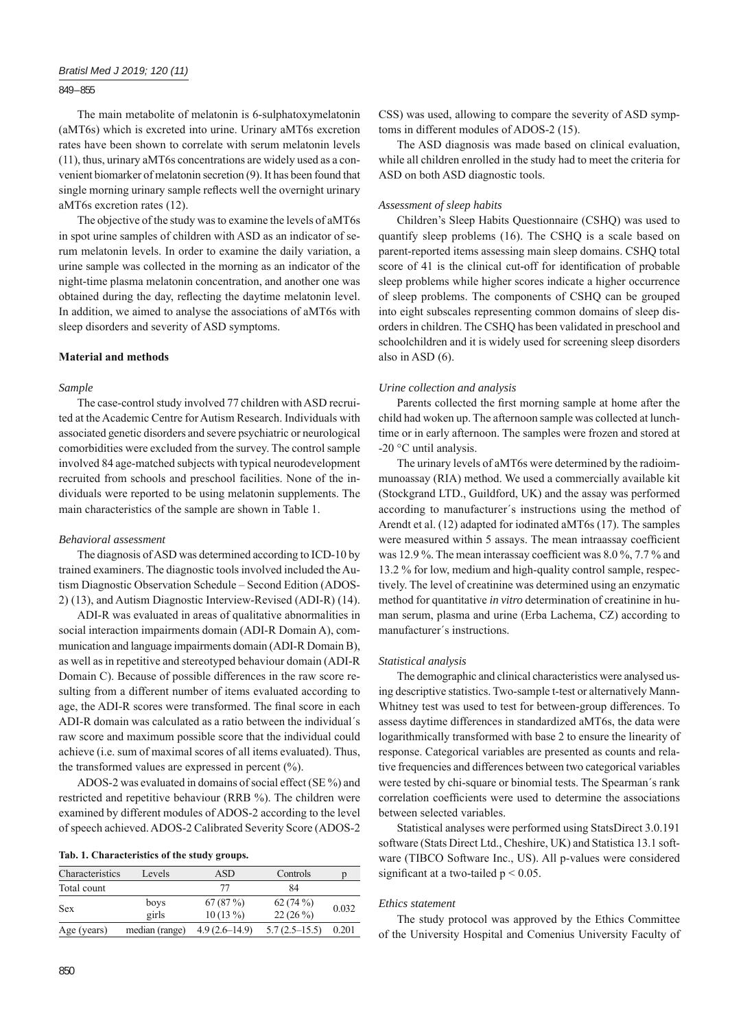The main metabolite of melatonin is 6-sulphatoxymelatonin (aMT6s) which is excreted into urine. Urinary aMT6s excretion rates have been shown to correlate with serum melatonin levels (11), thus, urinary aMT6s concentrations are widely used as a convenient biomarker of melatonin secretion (9). It has been found that single morning urinary sample reflects well the overnight urinary aMT6s excretion rates (12).

The objective of the study was to examine the levels of aMT6s in spot urine samples of children with ASD as an indicator of serum melatonin levels. In order to examine the daily variation, a urine sample was collected in the morning as an indicator of the night-time plasma melatonin concentration, and another one was obtained during the day, reflecting the daytime melatonin level. In addition, we aimed to analyse the associations of aMT6s with sleep disorders and severity of ASD symptoms.

## Material and methods

### *Sample*

The case-control study involved 77 children with ASD recruited at the Academic Centre for Autism Research. Individuals with associated genetic disorders and severe psychiatric or neurological comorbidities were excluded from the survey. The control sample involved 84 age-matched subjects with typical neurodevelopment recruited from schools and preschool facilities. None of the individuals were reported to be using melatonin supplements. The main characteristics of the sample are shown in Table 1.

### *Behavioral assessment*

The diagnosis of ASD was determined according to ICD-10 by trained examiners. The diagnostic tools involved included the Autism Diagnostic Observation Schedule – Second Edition (ADOS-2) (13), and Autism Diagnostic Interview-Revised (ADI-R) (14).

ADI-R was evaluated in areas of qualitative abnormalities in social interaction impairments domain (ADI-R Domain A), communication and language impairments domain (ADI-R Domain B), as well as in repetitive and stereotyped behaviour domain (ADI-R Domain C). Because of possible differences in the raw score resulting from a different number of items evaluated according to age, the ADI-R scores were transformed. The final score in each ADI-R domain was calculated as a ratio between the individual´s raw score and maximum possible score that the individual could achieve (i.e. sum of maximal scores of all items evaluated). Thus, the transformed values are expressed in percent (%).

ADOS-2 was evaluated in domains of social effect (SE %) and restricted and repetitive behaviour (RRB %). The children were examined by different modules of ADOS-2 according to the level of speech achieved. ADOS-2 Calibrated Severity Score (ADOS-2 CSS) was used, allowing to compare the severity of ASD symptoms in different modules of ADOS-2 (15).

The ASD diagnosis was made based on clinical evaluation, while all children enrolled in the study had to meet the criteria for ASD on both ASD diagnostic tools.

**Tab. 1. Characteristics of the study groups.**

| Characteristics | Levels | ASD | Controls | p |
|---|---|---|---|---|
| Total count | | 77 | 84 | |
| Sex | boys | 67 (87 %) | 62 (74 %) | 0.032 |
| | girls | 10 (13 %) | 22 (26 %) | |
| Age (years) | median (range) | 4.9 (2.6–14.9) | 5.7 (2.5–15.5) | 0.201 |

### *Assessment of sleep habits*

Children's Sleep Habits Questionnaire (CSHQ) was used to quantify sleep problems (16). The CSHQ is a scale based on parent-reported items assessing main sleep domains. CSHQ total score of 41 is the clinical cut-off for identification of probable sleep problems while higher scores indicate a higher occurrence of sleep problems. The components of CSHQ can be grouped into eight subscales representing common domains of sleep disorders in children. The CSHQ has been validated in preschool and schoolchildren and it is widely used for screening sleep disorders also in ASD (6).

### *Urine collection and analysis*

Parents collected the first morning sample at home after the child had woken up. The afternoon sample was collected at lunchtime or in early afternoon. The samples were frozen and stored at -20 °C until analysis.

The urinary levels of aMT6s were determined by the radioimmunoassay (RIA) method. We used a commercially available kit (Stockgrand LTD., Guildford, UK) and the assay was performed according to manufacturer´s instructions using the method of Arendt et al. (12) adapted for iodinated aMT6s (17). The samples were measured within 5 assays. The mean intraassay coefficient was 12.9 %. The mean interassay coefficient was 8.0 %, 7.7 % and 13.2 % for low, medium and high-quality control sample, respectively. The level of creatinine was determined using an enzymatic method for quantitative *in vitro* determination of creatinine in human serum, plasma and urine (Erba Lachema, CZ) according to manufacturer´s instructions.

### *Statistical analysis*

The demographic and clinical characteristics were analysed using descriptive statistics. Two-sample t-test or alternatively Mann-Whitney test was used to test for between-group differences. To assess daytime differences in standardized aMT6s, the data were logarithmically transformed with base 2 to ensure the linearity of response. Categorical variables are presented as counts and relative frequencies and differences between two categorical variables were tested by chi-square or binomial tests. The Spearman´s rank correlation coefficients were used to determine the associations between selected variables.

Statistical analyses were performed using StatsDirect 3.0.191 software (Stats Direct Ltd., Cheshire, UK) and Statistica 13.1 software (TIBCO Software Inc., US). All p-values were considered significant at a two-tailed $p < 0.05$.

### *Ethics statement*

The study protocol was approved by the Ethics Committee of the University Hospital and Comenius University Faculty of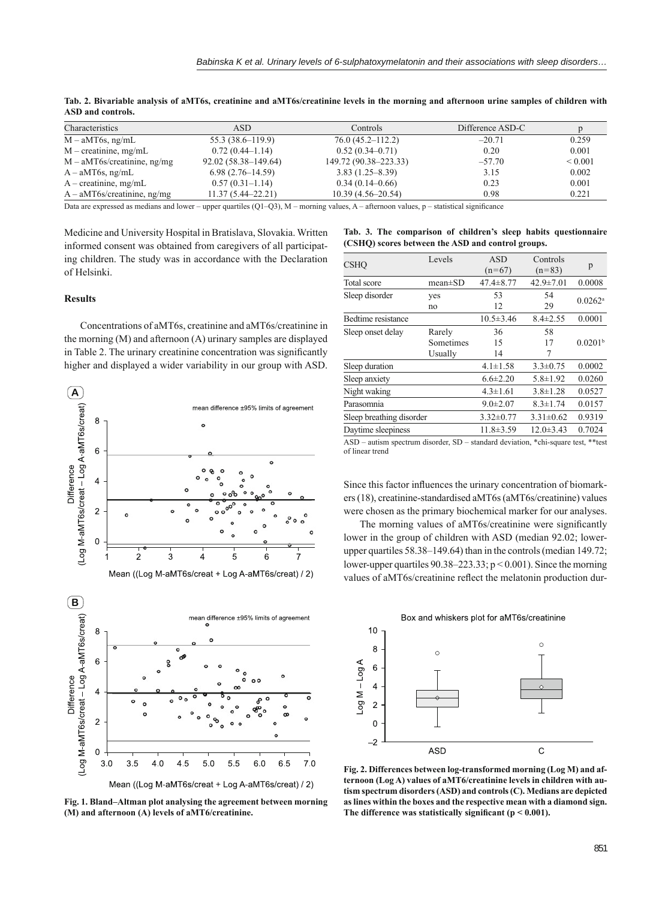**Tab. 2. Bivariable analysis of aMT6s, creatinine and aMT6s/creatinine levels in the morning and afternoon urine samples of children with ASD and controls.**

| Characteristics | ASD | Controls | Difference ASD-C | p |
|---|---|---|---|---|
| M – aMT6s, ng/mL | 55.3 (38.6–119.9) | 76.0 (45.2–112.2) | –20.71 | 0.259 |
| M – creatinine, mg/mL | 0.72 (0.44–1.14) | 0.52 (0.34–0.71) | 0.20 | 0.001 |
| M – aMT6s/creatinine, ng/mg | 92.02 (58.38–149.64) | 149.72 (90.38–223.33) | –57.70 | < 0.001 |
| A – aMT6s, ng/mL | 6.98 (2.76–14.59) | 3.83 (1.25–8.39) | 3.15 | 0.002 |
| A – creatinine, mg/mL | 0.57 (0.31–1.14) | 0.34 (0.14–0.66) | 0.23 | 0.001 |
| A – aMT6s/creatinine, ng/mg | 11.37 (5.44–22.21) | 10.39 (4.56–20.54) | 0.98 | 0.221 |

Data are expressed as medians and lower – upper quartiles (Q1–Q3), M – morning values, A – afternoon values, p – statistical significance

Medicine and University Hospital in Bratislava, Slovakia. Written informed consent was obtained from caregivers of all participating children. The study was in accordance with the Declaration of Helsinki.

### Results

Concentrations of aMT6s, creatinine and aMT6s/creatinine in the morning (M) and afternoon (A) urinary samples are displayed in Table 2. The urinary creatinine concentration was significantly higher and displayed a wider variability in our group with ASD. Since this factor influences the urinary concentration of biomarkers (18), creatinine-standardised aMT6s (aMT6s/creatinine) values were chosen as the primary biochemical marker for our analyses.

The morning values of aMT6s/creatinine were significantly lower in the group of children with ASD (median 92.02; lower-upper quartiles 58.38–149.64) than in the controls (median 149.72; lower-upper quartiles 90.38–223.33; $p < 0.001$). Since the morning values of aMT6s/creatinine reflect the melatonin production dur-

**Tab. 3. The comparison of children's sleep habits questionnaire (CSHQ) scores between the ASD and control groups.**

| CSHQ | Levels | ASD (n=67) | Controls (n=83) | p |
|---|---|---|---|---|
| Total score | mean±SD | 47.4±8.77 | 42.9±7.01 | 0.0008 |
| Sleep disorder | yes | 53 | 54 | 0.0262[a] |
| | no | 12 | 29 | |
| Bedtime resistance | | 10.5±3.46 | 8.4±2.55 | 0.0001 |
| Sleep onset delay | Rarely | 36 | 58 | 0.0201[b] |
| | Sometimes | 15 | 17 | |
| | Usually | 14 | 7 | |
| Sleep duration | | 4.1±1.58 | 3.3±0.75 | 0.0002 |
| Sleep anxiety | | 6.6±2.20 | 5.8±1.92 | 0.0260 |
| Night waking | | 4.3±1.61 | 3.8±1.28 | 0.0527 |
| Parasomnia | | 9.0±2.07 | 8.3±1.74 | 0.0157 |
| Sleep breathing disorder | | 3.32±0.77 | 3.31±0.62 | 0.9319 |
| Daytime sleepiness | | 11.8±3.59 | 12.0±3.43 | 0.7024 |

ASD – autism spectrum disorder, SD – standard deviation, *chi-square test, **test of linear trend

**Fig. 1. Bland–Altman plot analysing the agreement between morning (M) and afternoon (A) levels of aMT6/creatinine.**

**Fig. 2. Differences between log-transformed morning (Log M) and afternoon (Log A) values of aMT6/creatinine levels in children with autism spectrum disorders (ASD) and controls (C). Medians are depicted as lines within the boxes and the respective mean with a diamond sign. The difference was statistically significant ($p < 0.001$).**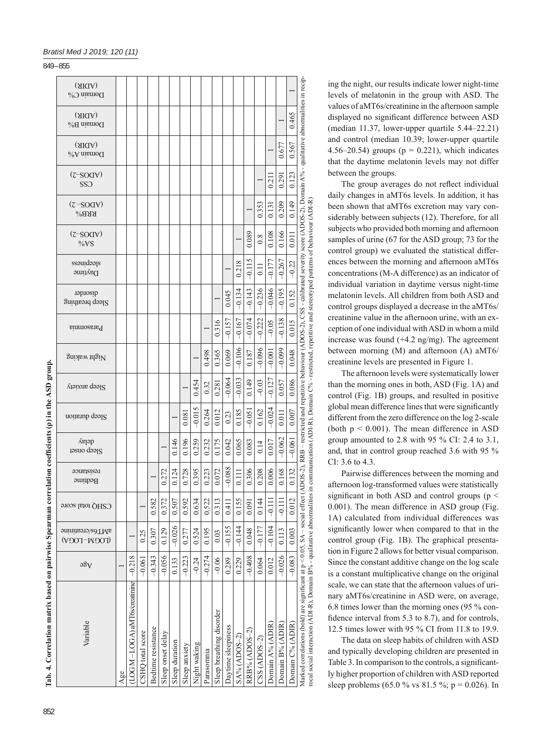**Tab. 4. Correlation matrix based on pairwise Spearman correlation coefficients (ρ) in the ASD group.**

| Variable | Age | (LOGM–LOGA) aMT6s/creatinine | CSHQ total score | Bedtime resistance | Sleep onset delay | Sleep duration | Sleep anxiety | Night waking | Parasomnia | Sleep breathing disorder | Daytime sleepiness | SA% (ADOS–2) | RRB% (ADOS–2) | CSS (ADOS–2) | Domain A% (ADIR) | Domain B% (ADIR) | Domain C% (ADIR) |
|---|---|---|---|---|---|---|---|---|---|---|---|---|---|---|---|---|---|
| Age | 1 | | | | | | | | | | | | | | | | |
| (LOGM–LOGA) aMT6s/creatinine | −0.218 | 1 | | | | | | | | | | | | | | | |
| CSHQ total score | −0.061 | 0.25 | 1 | | | | | | | | | | | | | | |
| Bedtime resistance | −0.343 | 0.307 | 0.582 | 1 | | | | | | | | | | | | | |
| Sleep onset delay | −0.056 | 0.129 | 0.372 | 0.272 | 1 | | | | | | | | | | | | |
| Sleep duration | 0.133 | −0.026 | 0.507 | 0.124 | 0.146 | 1 | | | | | | | | | | | |
| Sleep anxiety | −0.223 | 0.277 | 0.592 | 0.728 | 0.196 | 0.081 | 1 | | | | | | | | | | |
| Night waking | −0.24 | 0.524 | 0.634 | 0.395 | 0.259 | −0.015 | 0.454 | 1 | | | | | | | | | |
| Parasomnia | −0.274 | 0.195 | 0.522 | 0.223 | 0.232 | 0.264 | 0.32 | 0.498 | 1 | | | | | | | | |
| Sleep breathing disorder | −0.06 | 0.03 | 0.313 | 0.072 | 0.175 | 0.012 | 0.281 | 0.365 | 0.316 | 1 | | | | | | | |
| Daytime sleepiness | 0.289 | −0.155 | 0.411 | −0.088 | 0.042 | 0.23 | −0.064 | 0.069 | −0.157 | 0.045 | 1 | | | | | | |
| SA% (ADOS–2) | 0.229 | −0.144 | 0.155 | 0.111 | 0.065 | 0.185 | −0.033 | −0.106 | −0.167 | −0.134 | 0.218 | 1 | | | | | |
| RRB% (ADOS–2) | −0.408 | 0.048 | 0.091 | 0.306 | 0.083 | −0.051 | 0.149 | 0.187 | −0.074 | −0.143 | −0.115 | 0.089 | 1 | | | | |
| CSS (ADOS–2) | 0.064 | −0.177 | 0.144 | 0.208 | 0.14 | 0.162 | −0.03 | −0.096 | −0.222 | −0.236 | 0.11 | 0.8 | 0.353 | 1 | | | |
| Domain A% (ADIR) | 0.012 | −0.104 | −0.111 | 0.006 | 0.017 | −0.024 | −0.127 | −0.001 | −0.05 | −0.046 | −0.177 | 0.108 | 0.131 | 0.211 | 1 | | |
| Domain B% (ADIR) | −0.026 | 0.113 | −0.111 | 0.168 | −0.062 | 0.011 | 0.057 | −0.099 | −0.138 | −0.195 | −0.267 | 0.166 | 0.209 | 0.291 | 0.677 | 1 | |
| Domain C% (ADIR) | −0.083 | 0.003 | 0.012 | 0.132 | −0.061 | 0.007 | 0.086 | 0.048 | 0.015 | 0.152 | −0.22 | 0.011 | 0.149 | 0.123 | 0.567 | 0.465 | 1 |

Marked correlations (bold) are significant at p < 0.05. SA – social effect (ADOS-2), RRB – restricted and repetitive behaviour (ADOS-2), CSS - calibrated severity score (ADOS-2), Domain A% - qualitative abnormalities in reciprocal social interaction (ADI-R), Domain B% - qualitative abnormalities in communication (ADI-R), Domain C% - restricted, repetitive and stereotyped patterns of behaviour (ADI-R)

ing the night, our results indicate lower night-time levels of melatonin in the group with ASD. The values of aMT6s/creatinine in the afternoon sample displayed no significant difference between ASD (median 11.37, lower-upper quartile 5.44–22.21) and control (median 10.39; lower-upper quartile 4.56–20.54) groups (p = 0.221), which indicates that the daytime melatonin levels may not differ between the groups.

The group averages do not reflect individual daily changes in aMT6s levels. In addition, it has been shown that aMT6s excretion may vary considerably between subjects (12). Therefore, for all subjects who provided both morning and afternoon samples of urine (67 for the ASD group; 73 for the control group) we evaluated the statistical differences between the morning and afternoon aMT6s concentrations (M-A difference) as an indicator of individual variation in daytime versus night-time melatonin levels. All children from both ASD and control groups displayed a decrease in the aMT6s/creatinine value in the afternoon urine, with an exception of one individual with ASD in whom a mild increase was found (+4.2 ng/mg). The agreement between morning (M) and afternoon (A) aMT6/creatinine levels are presented in Figure 1.

The afternoon levels were systematically lower than the morning ones in both, ASD (Fig. 1A) and control (Fig. 1B) groups, and resulted in positive global mean difference lines that were significantly different from the zero difference on the log 2-scale (both p < 0.001). The mean difference in ASD group amounted to 2.8 with 95 % CI: 2.4 to 3.1, and, that in control group reached 3.6 with 95 % CI: 3.6 to 4.3.

Pairwise differences between the morning and afternoon log-transformed values were statistically significant in both ASD and control groups (p < 0.001). The mean difference in ASD group (Fig. 1A) calculated from individual differences was significantly lower when compared to that in the control group (Fig. 1B). The graphical presentation in Figure 2 allows for better visual comparison. Since the constant additive change on the log scale is a constant multiplicative change on the original scale, we can state that the afternoon values of urinary aMT6s/creatinine in ASD were, on average, 6.8 times lower than the morning ones (95 % confidence interval from 5.3 to 8.7), and for controls, 12.5 times lower with 95 % CI from 11.8 to 19.9.

The data on sleep habits of children with ASD and typically developing children are presented in Table 3. In comparison to the controls, a significantly higher proportion of children with ASD reported sleep problems (65.0 % vs 81.5 %; p = 0.026). In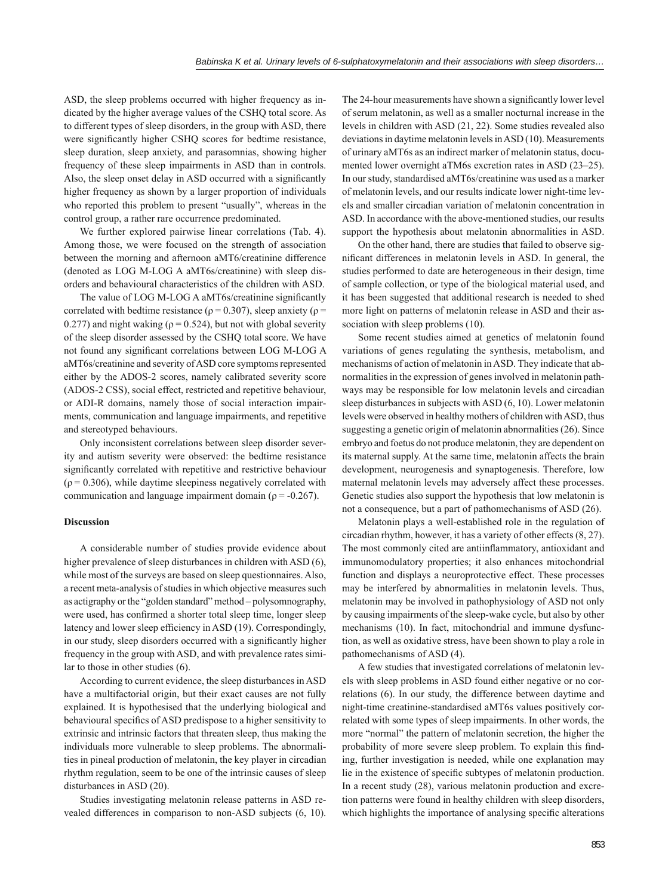ASD, the sleep problems occurred with higher frequency as indicated by the higher average values of the CSHQ total score. As to different types of sleep disorders, in the group with ASD, there were significantly higher CSHQ scores for bedtime resistance, sleep duration, sleep anxiety, and parasomnias, showing higher frequency of these sleep impairments in ASD than in controls. Also, the sleep onset delay in ASD occurred with a significantly higher frequency as shown by a larger proportion of individuals who reported this problem to present "usually", whereas in the control group, a rather rare occurrence predominated.

We further explored pairwise linear correlations (Tab. 4). Among those, we were focused on the strength of association between the morning and afternoon aMT6/creatinine difference (denoted as LOG M-LOG A aMT6s/creatinine) with sleep disorders and behavioural characteristics of the children with ASD.

The value of LOG M-LOG A aMT6s/creatinine significantly correlated with bedtime resistance ($\rho = 0.307$), sleep anxiety ($\rho = 0.277$) and night waking ($\rho = 0.524$), but not with global severity of the sleep disorder assessed by the CSHQ total score. We have not found any significant correlations between LOG M-LOG A aMT6s/creatinine and severity of ASD core symptoms represented either by the ADOS-2 scores, namely calibrated severity score (ADOS-2 CSS), social effect, restricted and repetitive behaviour, or ADI-R domains, namely those of social interaction impairments, communication and language impairments, and repetitive and stereotyped behaviours.

Only inconsistent correlations between sleep disorder severity and autism severity were observed: the bedtime resistance significantly correlated with repetitive and restrictive behaviour ($\rho = 0.306$), while daytime sleepiness negatively correlated with communication and language impairment domain ($\rho = -0.267$).

## Discussion

A considerable number of studies provide evidence about higher prevalence of sleep disturbances in children with ASD (6), while most of the surveys are based on sleep questionnaires. Also, a recent meta-analysis of studies in which objective measures such as actigraphy or the "golden standard" method – polysomnography, were used, has confirmed a shorter total sleep time, longer sleep latency and lower sleep efficiency in ASD (19). Correspondingly, in our study, sleep disorders occurred with a significantly higher frequency in the group with ASD, and with prevalence rates similar to those in other studies (6).

According to current evidence, the sleep disturbances in ASD have a multifactorial origin, but their exact causes are not fully explained. It is hypothesised that the underlying biological and behavioural specifics of ASD predispose to a higher sensitivity to extrinsic and intrinsic factors that threaten sleep, thus making the individuals more vulnerable to sleep problems. The abnormalities in pineal production of melatonin, the key player in circadian rhythm regulation, seem to be one of the intrinsic causes of sleep disturbances in ASD (20).

Studies investigating melatonin release patterns in ASD revealed differences in comparison to non-ASD subjects (6, 10). The 24-hour measurements have shown a significantly lower level of serum melatonin, as well as a smaller nocturnal increase in the levels in children with ASD (21, 22). Some studies revealed also deviations in daytime melatonin levels in ASD (10). Measurements of urinary aMT6s as an indirect marker of melatonin status, documented lower overnight aTM6s excretion rates in ASD (23–25). In our study, standardised aMT6s/creatinine was used as a marker of melatonin levels, and our results indicate lower night-time levels and smaller circadian variation of melatonin concentration in ASD. In accordance with the above-mentioned studies, our results support the hypothesis about melatonin abnormalities in ASD.

On the other hand, there are studies that failed to observe significant differences in melatonin levels in ASD. In general, the studies performed to date are heterogeneous in their design, time of sample collection, or type of the biological material used, and it has been suggested that additional research is needed to shed more light on patterns of melatonin release in ASD and their association with sleep problems (10).

Some recent studies aimed at genetics of melatonin found variations of genes regulating the synthesis, metabolism, and mechanisms of action of melatonin in ASD. They indicate that abnormalities in the expression of genes involved in melatonin pathways may be responsible for low melatonin levels and circadian sleep disturbances in subjects with ASD (6, 10). Lower melatonin levels were observed in healthy mothers of children with ASD, thus suggesting a genetic origin of melatonin abnormalities (26). Since embryo and foetus do not produce melatonin, they are dependent on its maternal supply. At the same time, melatonin affects the brain development, neurogenesis and synaptogenesis. Therefore, low maternal melatonin levels may adversely affect these processes. Genetic studies also support the hypothesis that low melatonin is not a consequence, but a part of pathomechanisms of ASD (26).

Melatonin plays a well-established role in the regulation of circadian rhythm, however, it has a variety of other effects (8, 27). The most commonly cited are antiinflammatory, antioxidant and immunomodulatory properties; it also enhances mitochondrial function and displays a neuroprotective effect. These processes may be interfered by abnormalities in melatonin levels. Thus, melatonin may be involved in pathophysiology of ASD not only by causing impairments of the sleep-wake cycle, but also by other mechanisms (10). In fact, mitochondrial and immune dysfunction, as well as oxidative stress, have been shown to play a role in pathomechanisms of ASD (4).

A few studies that investigated correlations of melatonin levels with sleep problems in ASD found either negative or no correlations (6). In our study, the difference between daytime and night-time creatinine-standardised aMT6s values positively correlated with some types of sleep impairments. In other words, the more "normal" the pattern of melatonin secretion, the higher the probability of more severe sleep problem. To explain this finding, further investigation is needed, while one explanation may lie in the existence of specific subtypes of melatonin production. In a recent study (28), various melatonin production and excretion patterns were found in healthy children with sleep disorders, which highlights the importance of analysing specific alterations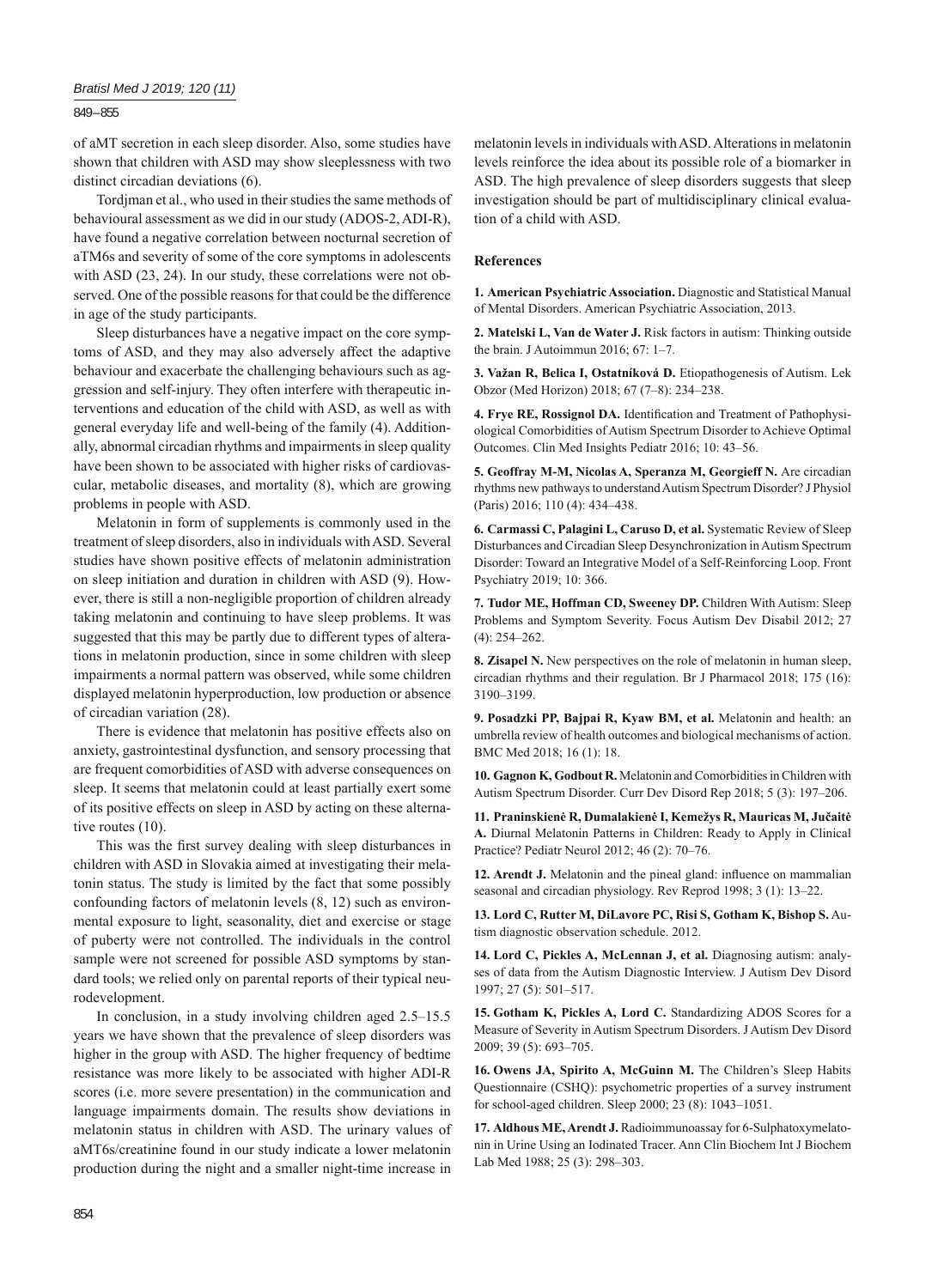of aMT secretion in each sleep disorder. Also, some studies have shown that children with ASD may show sleeplessness with two distinct circadian deviations (6).

Tordjman et al., who used in their studies the same methods of behavioural assessment as we did in our study (ADOS-2, ADI-R), have found a negative correlation between nocturnal secretion of aTM6s and severity of some of the core symptoms in adolescents with ASD (23, 24). In our study, these correlations were not observed. One of the possible reasons for that could be the difference in age of the study participants.

Sleep disturbances have a negative impact on the core symptoms of ASD, and they may also adversely affect the adaptive behaviour and exacerbate the challenging behaviours such as aggression and self-injury. They often interfere with therapeutic interventions and education of the child with ASD, as well as with general everyday life and well-being of the family (4). Additionally, abnormal circadian rhythms and impairments in sleep quality have been shown to be associated with higher risks of cardiovascular, metabolic diseases, and mortality (8), which are growing problems in people with ASD.

Melatonin in form of supplements is commonly used in the treatment of sleep disorders, also in individuals with ASD. Several studies have shown positive effects of melatonin administration on sleep initiation and duration in children with ASD (9). However, there is still a non-negligible proportion of children already taking melatonin and continuing to have sleep problems. It was suggested that this may be partly due to different types of alterations in melatonin production, since in some children with sleep impairments a normal pattern was observed, while some children displayed melatonin hyperproduction, low production or absence of circadian variation (28).

There is evidence that melatonin has positive effects also on anxiety, gastrointestinal dysfunction, and sensory processing that are frequent comorbidities of ASD with adverse consequences on sleep. It seems that melatonin could at least partially exert some of its positive effects on sleep in ASD by acting on these alternative routes (10).

This was the first survey dealing with sleep disturbances in children with ASD in Slovakia aimed at investigating their melatonin status. The study is limited by the fact that some possibly confounding factors of melatonin levels (8, 12) such as environmental exposure to light, seasonality, diet and exercise or stage of puberty were not controlled. The individuals in the control sample were not screened for possible ASD symptoms by standard tools; we relied only on parental reports of their typical neurodevelopment.

In conclusion, in a study involving children aged 2.5–15.5 years we have shown that the prevalence of sleep disorders was higher in the group with ASD. The higher frequency of bedtime resistance was more likely to be associated with higher ADI-R scores (i.e. more severe presentation) in the communication and language impairments domain. The results show deviations in melatonin status in children with ASD. The urinary values of aMT6s/creatinine found in our study indicate a lower melatonin production during the night and a smaller night-time increase in melatonin levels in individuals with ASD. Alterations in melatonin levels reinforce the idea about its possible role of a biomarker in ASD. The high prevalence of sleep disorders suggests that sleep investigation should be part of multidisciplinary clinical evaluation of a child with ASD.

## References

**1. American Psychiatric Association.** Diagnostic and Statistical Manual of Mental Disorders. American Psychiatric Association, 2013.

**2. Matelski L, Van de Water J.** Risk factors in autism: Thinking outside the brain. J Autoimmun 2016; 67: 1–7.

**3. Važan R, Belica I, Ostatníková D.** Etiopathogenesis of Autism. Lek Obzor (Med Horizon) 2018; 67 (7–8): 234–238.

**4. Frye RE, Rossignol DA.** Identification and Treatment of Pathophysiological Comorbidities of Autism Spectrum Disorder to Achieve Optimal Outcomes. Clin Med Insights Pediatr 2016; 10: 43–56.

**5. Geoffray M-M, Nicolas A, Speranza M, Georgieff N.** Are circadian rhythms new pathways to understand Autism Spectrum Disorder? J Physiol (Paris) 2016; 110 (4): 434–438.

**6. Carmassi C, Palagini L, Caruso D, et al.** Systematic Review of Sleep Disturbances and Circadian Sleep Desynchronization in Autism Spectrum Disorder: Toward an Integrative Model of a Self-Reinforcing Loop. Front Psychiatry 2019; 10: 366.

**7. Tudor ME, Hoffman CD, Sweeney DP.** Children With Autism: Sleep Problems and Symptom Severity. Focus Autism Dev Disabil 2012; 27 (4): 254–262.

**8. Zisapel N.** New perspectives on the role of melatonin in human sleep, circadian rhythms and their regulation. Br J Pharmacol 2018; 175 (16): 3190–3199.

**9. Posadzki PP, Bajpai R, Kyaw BM, et al.** Melatonin and health: an umbrella review of health outcomes and biological mechanisms of action. BMC Med 2018; 16 (1): 18.

**10. Gagnon K, Godbout R.** Melatonin and Comorbidities in Children with Autism Spectrum Disorder. Curr Dev Disord Rep 2018; 5 (3): 197–206.

**11. Praninskienė R, Dumalakienė I, Kemežys R, Mauricas M, Jučaitė A.** Diurnal Melatonin Patterns in Children: Ready to Apply in Clinical Practice? Pediatr Neurol 2012; 46 (2): 70–76.

**12. Arendt J.** Melatonin and the pineal gland: influence on mammalian seasonal and circadian physiology. Rev Reprod 1998; 3 (1): 13–22.

**13. Lord C, Rutter M, DiLavore PC, Risi S, Gotham K, Bishop S.** Autism diagnostic observation schedule. 2012.

**14. Lord C, Pickles A, McLennan J, et al.** Diagnosing autism: analyses of data from the Autism Diagnostic Interview. J Autism Dev Disord 1997; 27 (5): 501–517.

**15. Gotham K, Pickles A, Lord C.** Standardizing ADOS Scores for a Measure of Severity in Autism Spectrum Disorders. J Autism Dev Disord 2009; 39 (5): 693–705.

**16. Owens JA, Spirito A, McGuinn M.** The Children's Sleep Habits Questionnaire (CSHQ): psychometric properties of a survey instrument for school-aged children. Sleep 2000; 23 (8): 1043–1051.

**17. Aldhous ME, Arendt J.** Radioimmunoassay for 6-Sulphatoxymelatonin in Urine Using an Iodinated Tracer. Ann Clin Biochem Int J Biochem Lab Med 1988; 25 (3): 298–303.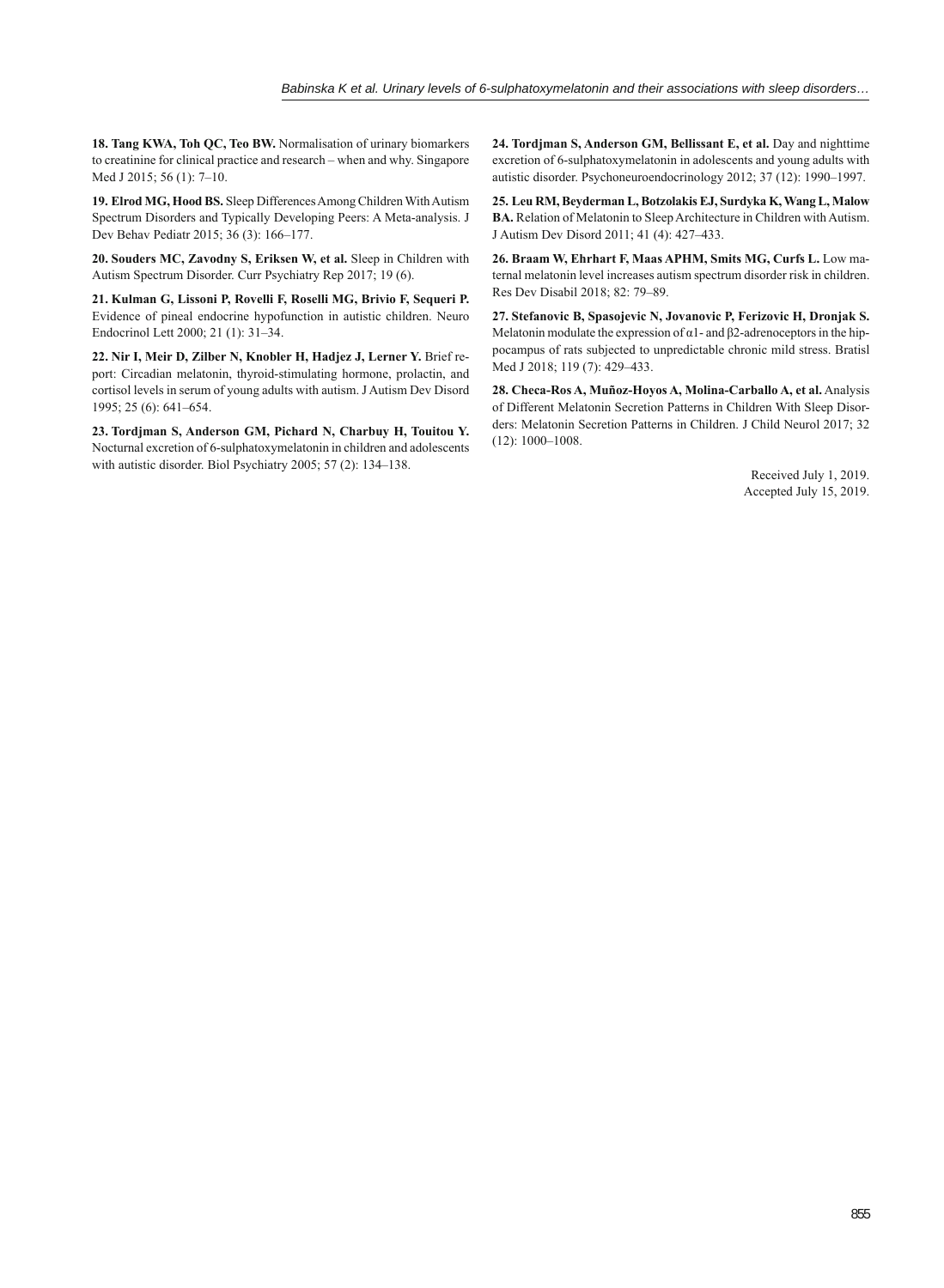**18. Tang KWA, Toh QC, Teo BW.** Normalisation of urinary biomarkers to creatinine for clinical practice and research – when and why. Singapore Med J 2015; 56 (1): 7–10.

**19. Elrod MG, Hood BS.** Sleep Differences Among Children With Autism Spectrum Disorders and Typically Developing Peers: A Meta-analysis. J Dev Behav Pediatr 2015; 36 (3): 166–177.

**20. Souders MC, Zavodny S, Eriksen W, et al.** Sleep in Children with Autism Spectrum Disorder. Curr Psychiatry Rep 2017; 19 (6).

**21. Kulman G, Lissoni P, Rovelli F, Roselli MG, Brivio F, Sequeri P.** Evidence of pineal endocrine hypofunction in autistic children. Neuro Endocrinol Lett 2000; 21 (1): 31–34.

**22. Nir I, Meir D, Zilber N, Knobler H, Hadjez J, Lerner Y.** Brief report: Circadian melatonin, thyroid-stimulating hormone, prolactin, and cortisol levels in serum of young adults with autism. J Autism Dev Disord 1995; 25 (6): 641–654.

**23. Tordjman S, Anderson GM, Pichard N, Charbuy H, Touitou Y.** Nocturnal excretion of 6-sulphatoxymelatonin in children and adolescents with autistic disorder. Biol Psychiatry 2005; 57 (2): 134–138.

**24. Tordjman S, Anderson GM, Bellissant E, et al.** Day and nighttime excretion of 6-sulphatoxymelatonin in adolescents and young adults with autistic disorder. Psychoneuroendocrinology 2012; 37 (12): 1990–1997.

**25. Leu RM, Beyderman L, Botzolakis EJ, Surdyka K, Wang L, Malow BA.** Relation of Melatonin to Sleep Architecture in Children with Autism. J Autism Dev Disord 2011; 41 (4): 427–433.

**26. Braam W, Ehrhart F, Maas APHM, Smits MG, Curfs L.** Low maternal melatonin level increases autism spectrum disorder risk in children. Res Dev Disabil 2018; 82: 79–89.

**27. Stefanovic B, Spasojevic N, Jovanovic P, Ferizovic H, Dronjak S.** Melatonin modulate the expression of α1- and β2-adrenoceptors in the hippocampus of rats subjected to unpredictable chronic mild stress. Bratisl Med J 2018; 119 (7): 429–433.

**28. Checa-Ros A, Muñoz-Hoyos A, Molina-Carballo A, et al.** Analysis of Different Melatonin Secretion Patterns in Children With Sleep Disorders: Melatonin Secretion Patterns in Children. J Child Neurol 2017; 32 (12): 1000–1008.

Received July 1, 2019.
Accepted July 15, 2019.